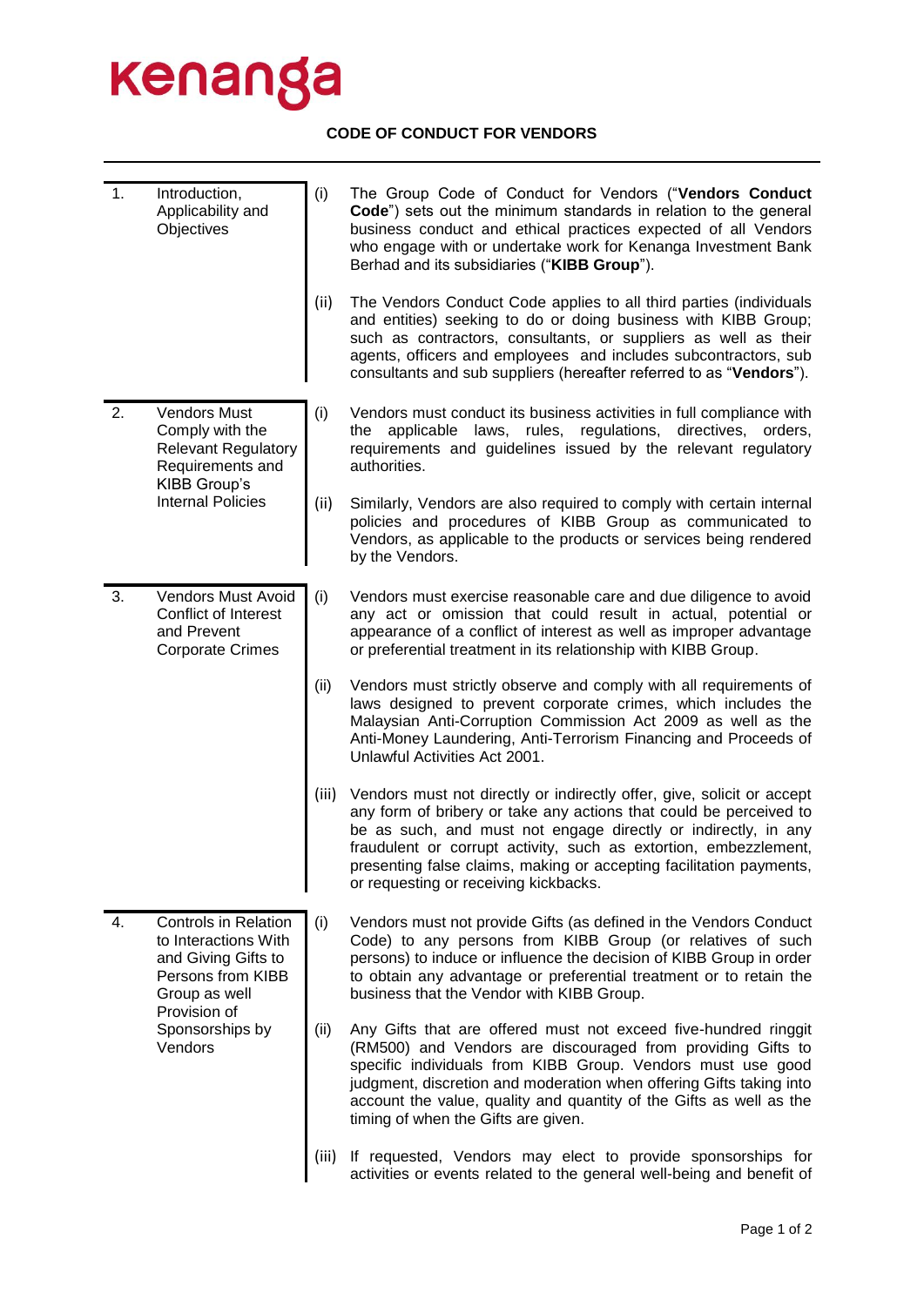kenanga

# CODE OF CONDUCT FOR VENDORS

## 1. Introduction, Applicability and Objectives

(i) The Group Code of Conduct for Vendors ("**Vendors Conduct Code**") sets out the minimum standards in relation to the general business conduct and ethical practices expected of all Vendors who engage with or undertake work for Kenanga Investment Bank Berhad and its subsidiaries ("**KIBB Group**").

(ii) The Vendors Conduct Code applies to all third parties (individuals and entities) seeking to do or doing business with KIBB Group; such as contractors, consultants, or suppliers as well as their agents, officers and employees and includes subcontractors, sub consultants and sub suppliers (hereafter referred to as "**Vendors**").

## 2. Vendors Must Comply with the Relevant Regulatory Requirements and KIBB Group's Internal Policies

(i) Vendors must conduct its business activities in full compliance with the applicable laws, rules, regulations, directives, orders, requirements and guidelines issued by the relevant regulatory authorities.

(ii) Similarly, Vendors are also required to comply with certain internal policies and procedures of KIBB Group as communicated to Vendors, as applicable to the products or services being rendered by the Vendors.

## 3. Vendors Must Avoid Conflict of Interest and Prevent Corporate Crimes

(i) Vendors must exercise reasonable care and due diligence to avoid any act or omission that could result in actual, potential or appearance of a conflict of interest as well as improper advantage or preferential treatment in its relationship with KIBB Group.

(ii) Vendors must strictly observe and comply with all requirements of laws designed to prevent corporate crimes, which includes the Malaysian Anti-Corruption Commission Act 2009 as well as the Anti-Money Laundering, Anti-Terrorism Financing and Proceeds of Unlawful Activities Act 2001.

(iii) Vendors must not directly or indirectly offer, give, solicit or accept any form of bribery or take any actions that could be perceived to be as such, and must not engage directly or indirectly, in any fraudulent or corrupt activity, such as extortion, embezzlement, presenting false claims, making or accepting facilitation payments, or requesting or receiving kickbacks.

## 4. Controls in Relation to Interactions With and Giving Gifts to Persons from KIBB Group as well Provision of Sponsorships by Vendors

(i) Vendors must not provide Gifts (as defined in the Vendors Conduct Code) to any persons from KIBB Group (or relatives of such persons) to induce or influence the decision of KIBB Group in order to obtain any advantage or preferential treatment or to retain the business that the Vendor with KIBB Group.

(ii) Any Gifts that are offered must not exceed five-hundred ringgit (RM500) and Vendors are discouraged from providing Gifts to specific individuals from KIBB Group. Vendors must use good judgment, discretion and moderation when offering Gifts taking into account the value, quality and quantity of the Gifts as well as the timing of when the Gifts are given.

(iii) If requested, Vendors may elect to provide sponsorships for activities or events related to the general well-being and benefit of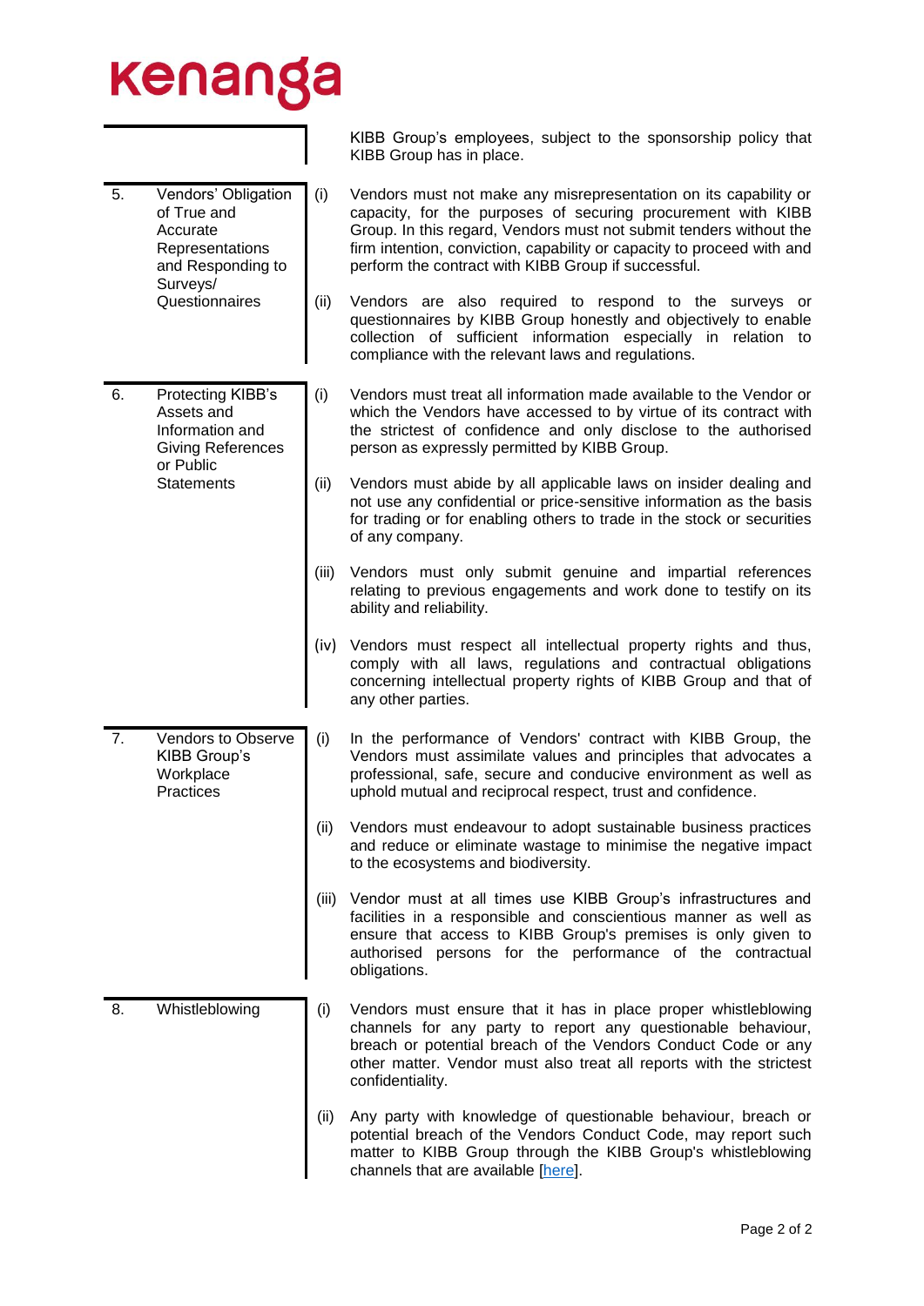| | | | |
|---|---|---|---|
| | | | KIBB Group's employees, subject to the sponsorship policy that KIBB Group has in place. |
| 5. | Vendors' Obligation of True and Accurate Representations and Responding to Surveys/ Questionnaires | (i) | Vendors must not make any misrepresentation on its capability or capacity, for the purposes of securing procurement with KIBB Group. In this regard, Vendors must not submit tenders without the firm intention, conviction, capability or capacity to proceed with and perform the contract with KIBB Group if successful. |
| | | (ii) | Vendors are also required to respond to the surveys or questionnaires by KIBB Group honestly and objectively to enable collection of sufficient information especially in relation to compliance with the relevant laws and regulations. |
| 6. | Protecting KIBB's Assets and Information and Giving References or Public Statements | (i) | Vendors must treat all information made available to the Vendor or which the Vendors have accessed to by virtue of its contract with the strictest of confidence and only disclose to the authorised person as expressly permitted by KIBB Group. |
| | | (ii) | Vendors must abide by all applicable laws on insider dealing and not use any confidential or price-sensitive information as the basis for trading or for enabling others to trade in the stock or securities of any company. |
| | | (iii) | Vendors must only submit genuine and impartial references relating to previous engagements and work done to testify on its ability and reliability. |
| | | (iv) | Vendors must respect all intellectual property rights and thus, comply with all laws, regulations and contractual obligations concerning intellectual property rights of KIBB Group and that of any other parties. |
| 7. | Vendors to Observe KIBB Group's Workplace Practices | (i) | In the performance of Vendors' contract with KIBB Group, the Vendors must assimilate values and principles that advocates a professional, safe, secure and conducive environment as well as uphold mutual and reciprocal respect, trust and confidence. |
| | | (ii) | Vendors must endeavour to adopt sustainable business practices and reduce or eliminate wastage to minimise the negative impact to the ecosystems and biodiversity. |
| | | (iii) | Vendor must at all times use KIBB Group's infrastructures and facilities in a responsible and conscientious manner as well as ensure that access to KIBB Group's premises is only given to authorised persons for the performance of the contractual obligations. |
| 8. | Whistleblowing | (i) | Vendors must ensure that it has in place proper whistleblowing channels for any party to report any questionable behaviour, breach or potential breach of the Vendors Conduct Code or any other matter. Vendor must also treat all reports with the strictest confidentiality. |
| | | (ii) | Any party with knowledge of questionable behaviour, breach or potential breach of the Vendors Conduct Code, may report such matter to KIBB Group through the KIBB Group's whistleblowing channels that are available [here]. |